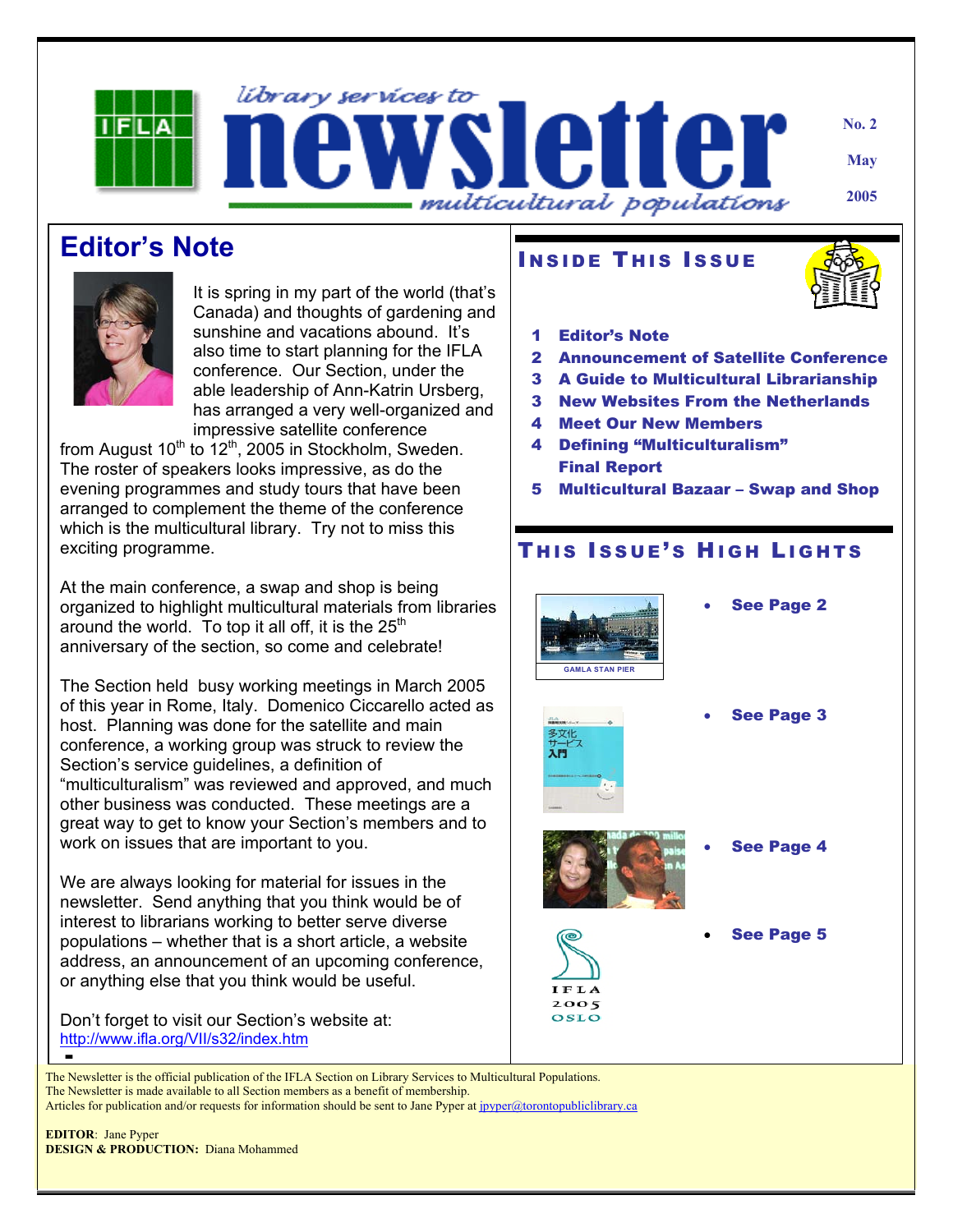# library services to multicultural populations newsletter

No. 2

May

2005

## Editor's Note

It is spring in my part of the world (that's Canada) and thoughts of gardening and sunshine and vacations abound. It's also time to start planning for the IFLA conference. Our Section, under the able leadership of Ann-Katrin Ursberg, has arranged a very well-organized and impressive satellite conference from August 10th to 12th, 2005 in Stockholm, Sweden. The roster of speakers looks impressive, as do the evening programmes and study tours that have been arranged to complement the theme of the conference which is the multicultural library. Try not to miss this exciting programme.

At the main conference, a swap and shop is being organized to highlight multicultural materials from libraries around the world. To top it all off, it is the 25th anniversary of the section, so come and celebrate!

The Section held busy working meetings in March 2005 of this year in Rome, Italy. Domenico Ciccarello acted as host. Planning was done for the satellite and main conference, a working group was struck to review the Section's service guidelines, a definition of "multiculturalism" was reviewed and approved, and much other business was conducted. These meetings are a great way to get to know your Section's members and to work on issues that are important to you.

We are always looking for material for issues in the newsletter. Send anything that you think would be of interest to librarians working to better serve diverse populations – whether that is a short article, a website address, an announcement of an upcoming conference, or anything else that you think would be useful.

Don't forget to visit our Section's website at: [http://www.ifla.org/VII/s32/index.htm](http://www.ifla.org/VII/s32/index.htm)

## Inside This Issue

- **1** Editor's Note
- **2** Announcement of Satellite Conference
- **3** A Guide to Multicultural Librarianship
- **3** New Websites From the Netherlands
- **4** Meet Our New Members
- **4** Defining "Multiculturalism" Final Report
- **5** Multicultural Bazaar – Swap and Shop

## This Issue's High Lights

GAMLA STAN PIER

- See Page 2
- See Page 3
- See Page 4
- See Page 5

IFLA 2005 OSLO

The Newsletter is the official publication of the IFLA Section on Library Services to Multicultural Populations.
The Newsletter is made available to all Section members as a benefit of membership.
Articles for publication and/or requests for information should be sent to Jane Pyper at [jpyper@torontopubliclibrary.ca](mailto:jpyper@torontopubliclibrary.ca)

**EDITOR**: Jane Pyper
**DESIGN & PRODUCTION:** Diana Mohammed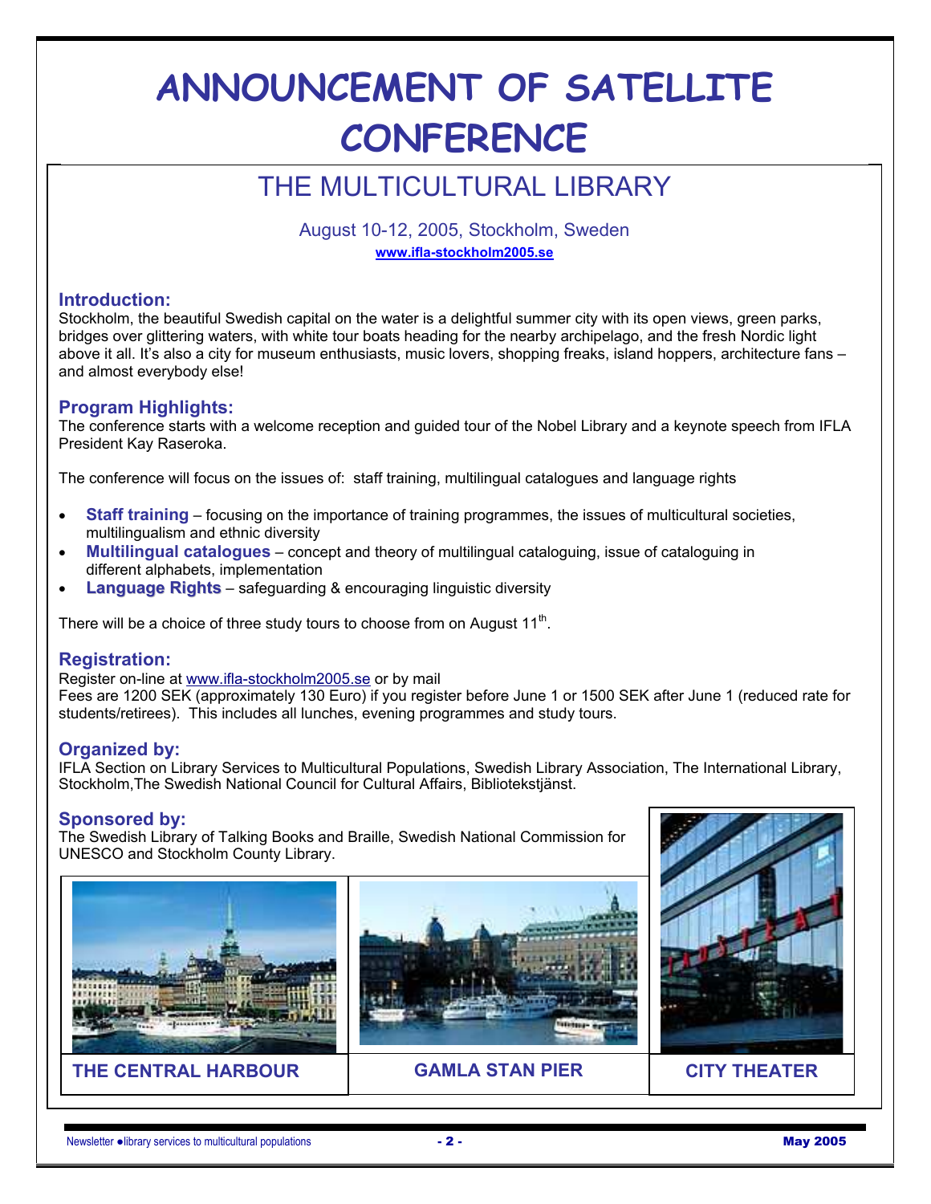# ANNOUNCEMENT OF SATELLITE CONFERENCE

## THE MULTICULTURAL LIBRARY

August 10-12, 2005, Stockholm, Sweden

**www.ifla-stockholm2005.se**

### Introduction:

Stockholm, the beautiful Swedish capital on the water is a delightful summer city with its open views, green parks, bridges over glittering waters, with white tour boats heading for the nearby archipelago, and the fresh Nordic light above it all. It's also a city for museum enthusiasts, music lovers, shopping freaks, island hoppers, architecture fans – and almost everybody else!

### Program Highlights:

The conference starts with a welcome reception and guided tour of the Nobel Library and a keynote speech from IFLA President Kay Raseroka.

The conference will focus on the issues of: staff training, multilingual catalogues and language rights

- **Staff training** – focusing on the importance of training programmes, the issues of multicultural societies, multilingualism and ethnic diversity
- **Multilingual catalogues** – concept and theory of multilingual cataloguing, issue of cataloguing in different alphabets, implementation
- **Language Rights** – safeguarding & encouraging linguistic diversity

There will be a choice of three study tours to choose from on August 11th.

### Registration:

Register on-line at www.ifla-stockholm2005.se or by mail

Fees are 1200 SEK (approximately 130 Euro) if you register before June 1 or 1500 SEK after June 1 (reduced rate for students/retirees). This includes all lunches, evening programmes and study tours.

### Organized by:

IFLA Section on Library Services to Multicultural Populations, Swedish Library Association, The International Library, Stockholm,The Swedish National Council for Cultural Affairs, Bibliotekstjänst.

### Sponsored by:

The Swedish Library of Talking Books and Braille, Swedish National Commission for UNESCO and Stockholm County Library.

**THE CENTRAL HARBOUR**

**GAMLA STAN PIER**

**CITY THEATER**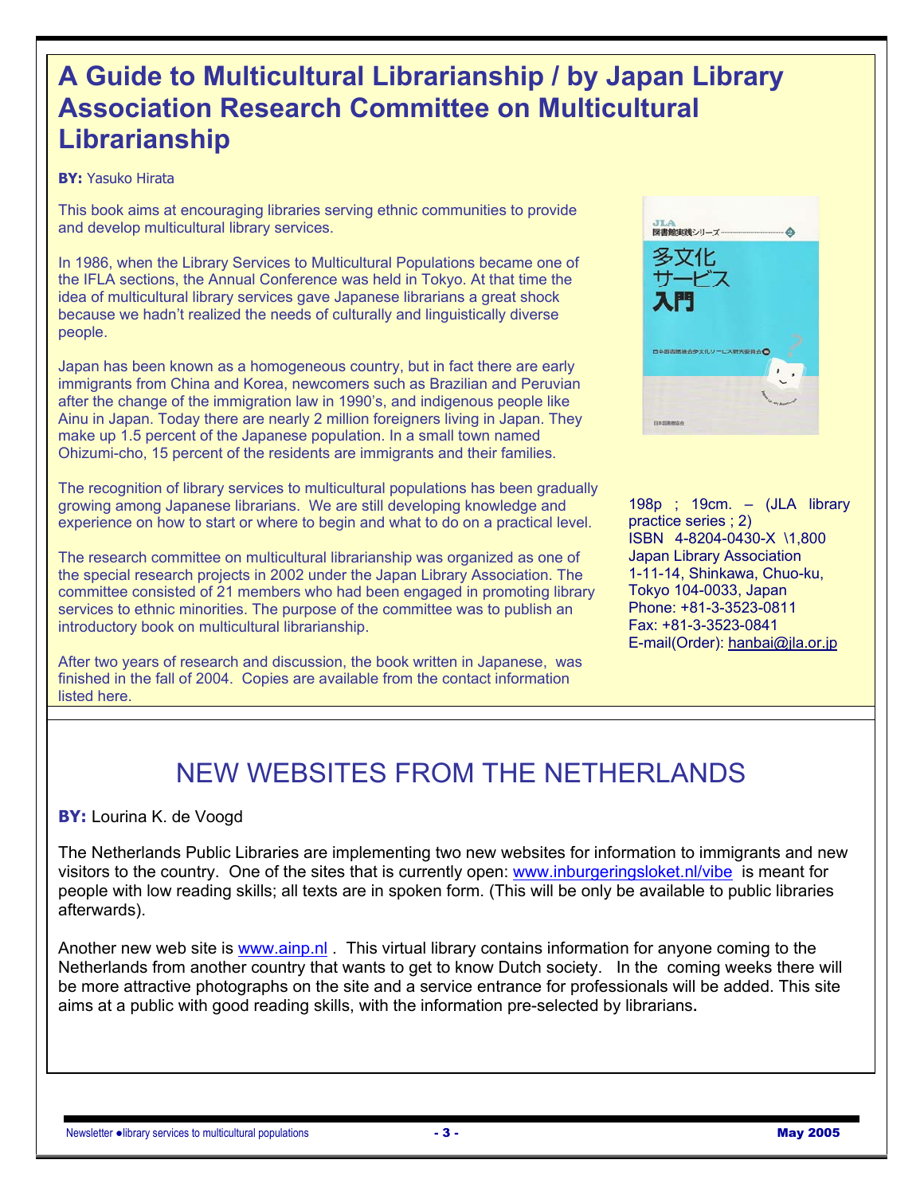# A Guide to Multicultural Librarianship / by Japan Library Association Research Committee on Multicultural Librarianship

**BY:** Yasuko Hirata

This book aims at encouraging libraries serving ethnic communities to provide and develop multicultural library services.

In 1986, when the Library Services to Multicultural Populations became one of the IFLA sections, the Annual Conference was held in Tokyo. At that time the idea of multicultural library services gave Japanese librarians a great shock because we hadn't realized the needs of culturally and linguistically diverse people.

Japan has been known as a homogeneous country, but in fact there are early immigrants from China and Korea, newcomers such as Brazilian and Peruvian after the change of the immigration law in 1990's, and indigenous people like Ainu in Japan. Today there are nearly 2 million foreigners living in Japan. They make up 1.5 percent of the Japanese population. In a small town named Ohizumi-cho, 15 percent of the residents are immigrants and their families.

The recognition of library services to multicultural populations has been gradually growing among Japanese librarians. We are still developing knowledge and experience on how to start or where to begin and what to do on a practical level.

The research committee on multicultural librarianship was organized as one of the special research projects in 2002 under the Japan Library Association. The committee consisted of 21 members who had been engaged in promoting library services to ethnic minorities. The purpose of the committee was to publish an introductory book on multicultural librarianship.

After two years of research and discussion, the book written in Japanese, was finished in the fall of 2004. Copies are available from the contact information listed here.

198p ; 19cm. – (JLA library practice series ; 2)
ISBN 4-8204-0430-X \1,800
Japan Library Association
1-11-14, Shinkawa, Chuo-ku,
Tokyo 104-0033, Japan
Phone: +81-3-3523-0811
Fax: +81-3-3523-0841
E-mail(Order): hanbai@jla.or.jp

# NEW WEBSITES FROM THE NETHERLANDS

**BY:** Lourina K. de Voogd

The Netherlands Public Libraries are implementing two new websites for information to immigrants and new visitors to the country. One of the sites that is currently open: www.inburgeringsloket.nl/vibe is meant for people with low reading skills; all texts are in spoken form. (This will be only be available to public libraries afterwards).

Another new web site is www.ainp.nl . This virtual library contains information for anyone coming to the Netherlands from another country that wants to get to know Dutch society. In the coming weeks there will be more attractive photographs on the site and a service entrance for professionals will be added. This site aims at a public with good reading skills, with the information pre-selected by librarians.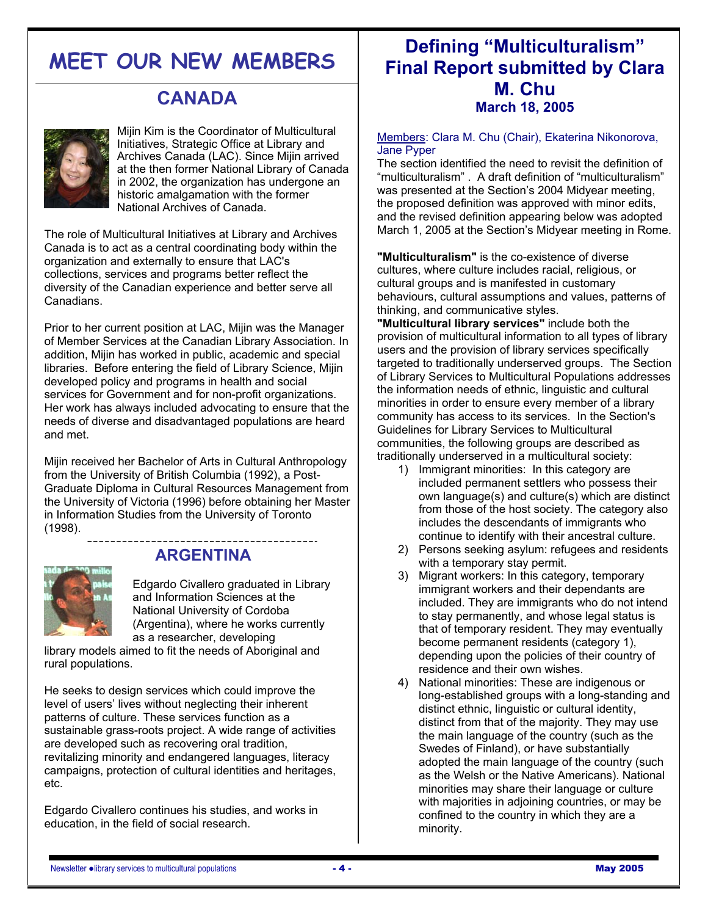# MEET OUR NEW MEMBERS

## CANADA

Mijin Kim is the Coordinator of Multicultural Initiatives, Strategic Office at Library and Archives Canada (LAC). Since Mijin arrived at the then former National Library of Canada in 2002, the organization has undergone an historic amalgamation with the former National Archives of Canada.

The role of Multicultural Initiatives at Library and Archives Canada is to act as a central coordinating body within the organization and externally to ensure that LAC's collections, services and programs better reflect the diversity of the Canadian experience and better serve all Canadians.

Prior to her current position at LAC, Mijin was the Manager of Member Services at the Canadian Library Association. In addition, Mijin has worked in public, academic and special libraries. Before entering the field of Library Science, Mijin developed policy and programs in health and social services for Government and for non-profit organizations. Her work has always included advocating to ensure that the needs of diverse and disadvantaged populations are heard and met.

Mijin received her Bachelor of Arts in Cultural Anthropology from the University of British Columbia (1992), a Post-Graduate Diploma in Cultural Resources Management from the University of Victoria (1996) before obtaining her Master in Information Studies from the University of Toronto (1998).

## ARGENTINA

Edgardo Civallero graduated in Library and Information Sciences at the National University of Cordoba (Argentina), where he works currently as a researcher, developing library models aimed to fit the needs of Aboriginal and rural populations.

He seeks to design services which could improve the level of users' lives without neglecting their inherent patterns of culture. These services function as a sustainable grass-roots project. A wide range of activities are developed such as recovering oral tradition, revitalizing minority and endangered languages, literacy campaigns, protection of cultural identities and heritages, etc.

Edgardo Civallero continues his studies, and works in education, in the field of social research.

# Defining "Multiculturalism" Final Report submitted by Clara M. Chu

### March 18, 2005

Members: Clara M. Chu (Chair), Ekaterina Nikonorova, Jane Pyper

The section identified the need to revisit the definition of "multiculturalism" . A draft definition of "multiculturalism" was presented at the Section's 2004 Midyear meeting, the proposed definition was approved with minor edits, and the revised definition appearing below was adopted March 1, 2005 at the Section's Midyear meeting in Rome.

**"Multiculturalism"** is the co-existence of diverse cultures, where culture includes racial, religious, or cultural groups and is manifested in customary behaviours, cultural assumptions and values, patterns of thinking, and communicative styles.

**"Multicultural library services"** include both the provision of multicultural information to all types of library users and the provision of library services specifically targeted to traditionally underserved groups. The Section of Library Services to Multicultural Populations addresses the information needs of ethnic, linguistic and cultural minorities in order to ensure every member of a library community has access to its services. In the Section's Guidelines for Library Services to Multicultural communities, the following groups are described as traditionally underserved in a multicultural society:

1) Immigrant minorities: In this category are included permanent settlers who possess their own language(s) and culture(s) which are distinct from those of the host society. The category also includes the descendants of immigrants who continue to identify with their ancestral culture.
2) Persons seeking asylum: refugees and residents with a temporary stay permit.
3) Migrant workers: In this category, temporary immigrant workers and their dependants are included. They are immigrants who do not intend to stay permanently, and whose legal status is that of temporary resident. They may eventually become permanent residents (category 1), depending upon the policies of their country of residence and their own wishes.
4) National minorities: These are indigenous or long-established groups with a long-standing and distinct ethnic, linguistic or cultural identity, distinct from that of the majority. They may use the main language of the country (such as the Swedes of Finland), or have substantially adopted the main language of the country (such as the Welsh or the Native Americans). National minorities may share their language or culture with majorities in adjoining countries, or may be confined to the country in which they are a minority.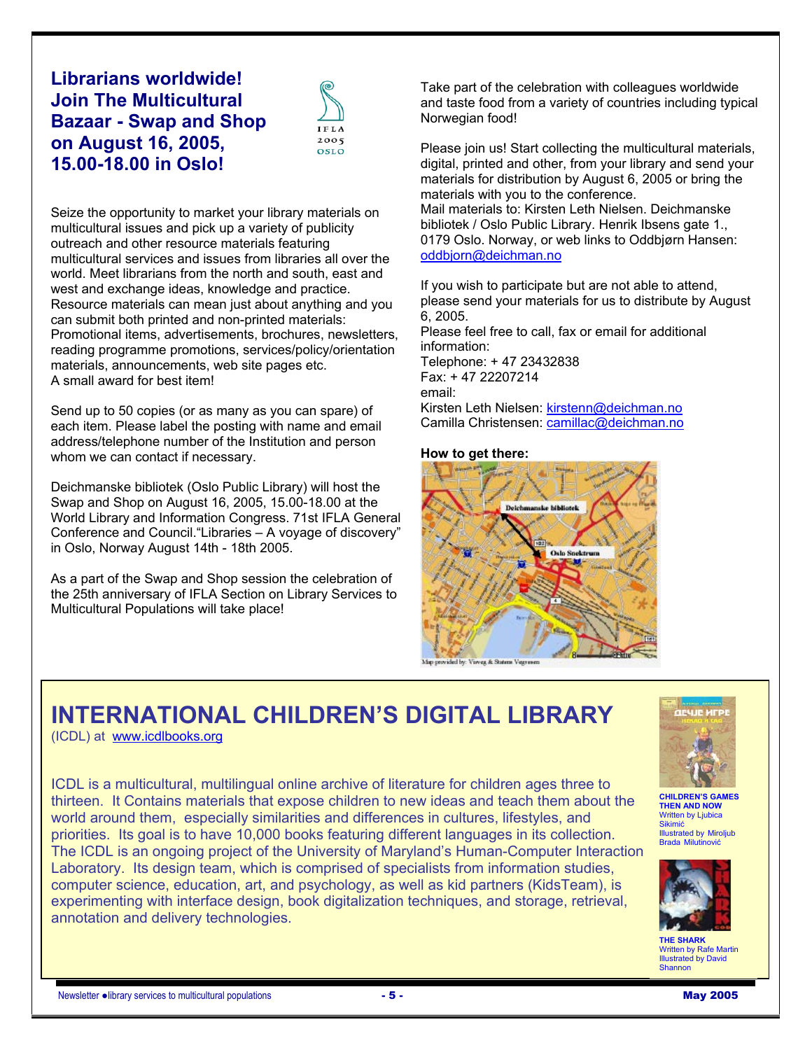## Librarians worldwide! Join The Multicultural Bazaar - Swap and Shop on August 16, 2005, 15.00-18.00 in Oslo!

IFLA 2005 OSLO

Seize the opportunity to market your library materials on multicultural issues and pick up a variety of publicity outreach and other resource materials featuring multicultural services and issues from libraries all over the world. Meet librarians from the north and south, east and west and exchange ideas, knowledge and practice. Resource materials can mean just about anything and you can submit both printed and non-printed materials: Promotional items, advertisements, brochures, newsletters, reading programme promotions, services/policy/orientation materials, announcements, web site pages etc.
A small award for best item!

Send up to 50 copies (or as many as you can spare) of each item. Please label the posting with name and email address/telephone number of the Institution and person whom we can contact if necessary.

Deichmanske bibliotek (Oslo Public Library) will host the Swap and Shop on August 16, 2005, 15.00-18.00 at the World Library and Information Congress. 71st IFLA General Conference and Council."Libraries – A voyage of discovery" in Oslo, Norway August 14th - 18th 2005.

As a part of the Swap and Shop session the celebration of the 25th anniversary of IFLA Section on Library Services to Multicultural Populations will take place!

Take part of the celebration with colleagues worldwide and taste food from a variety of countries including typical Norwegian food!

Please join us! Start collecting the multicultural materials, digital, printed and other, from your library and send your materials for distribution by August 6, 2005 or bring the materials with you to the conference.
Mail materials to: Kirsten Leth Nielsen. Deichmanske bibliotek / Oslo Public Library. Henrik Ibsens gate 1., 0179 Oslo. Norway, or web links to Oddbjørn Hansen: oddbjorn@deichman.no

If you wish to participate but are not able to attend, please send your materials for us to distribute by August 6, 2005.
Please feel free to call, fax or email for additional information:
Telephone: + 47 23432838
Fax: + 47 22207214
email:
Kirsten Leth Nielsen: kirstenn@deichman.no
Camilla Christensen: camillac@deichman.no

**How to get there:**

Deichmanske bibliotek
Oslo Sentrum
Map provided by: Vivvag & Statens Vegvesen

# INTERNATIONAL CHILDREN'S DIGITAL LIBRARY

(ICDL) at www.icdlbooks.org

ICDL is a multicultural, multilingual online archive of literature for children ages three to thirteen. It Contains materials that expose children to new ideas and teach them about the world around them, especially similarities and differences in cultures, lifestyles, and priorities. Its goal is to have 10,000 books featuring different languages in its collection. The ICDL is an ongoing project of the University of Maryland's Human-Computer Interaction Laboratory. Its design team, which is comprised of specialists from information studies, computer science, education, art, and psychology, as well as kid partners (KidsTeam), is experimenting with interface design, book digitalization techniques, and storage, retrieval, annotation and delivery technologies.

**CHILDREN'S GAMES THEN AND NOW**
Written by Ljubica Sikimić
Illustrated by Miroljub Brada Milutinović

**THE SHARK**
Written by Rafe Martin
Illustrated by David Shannon